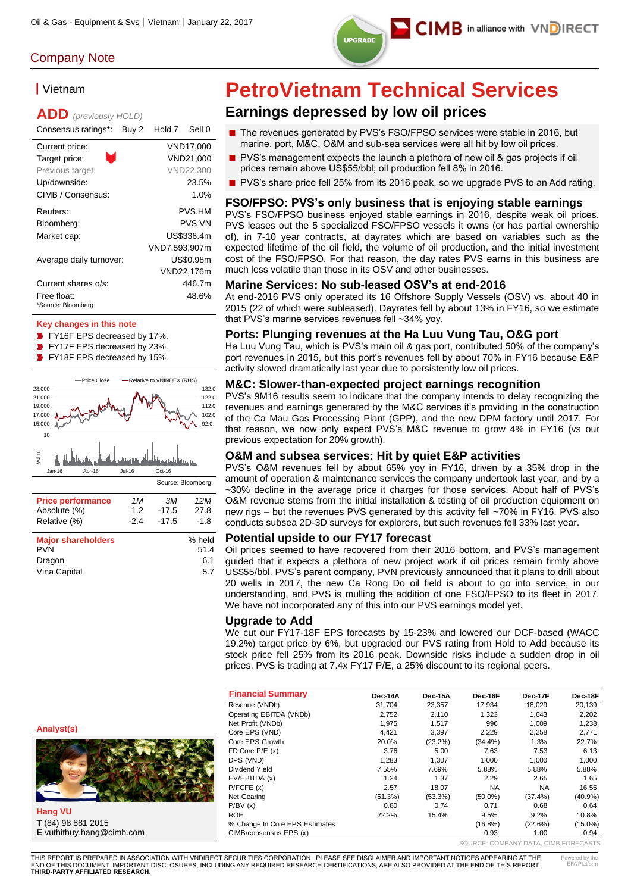Oil & Gas - Equipment & Svs | Vietnam | January 22, 2017

UPGRADE

CIMB in alliance with VNDIRECT

Company Note

# PetroVietnam Technical Services

## Earnings depressed by low oil prices

- The revenues generated by PVS's FSO/FPSO services were stable in 2016, but marine, port, M&C, O&M and sub-sea services were all hit by low oil prices.
- PVS's management expects the launch a plethora of new oil & gas projects if oil prices remain above US$55/bbl; oil production fell 8% in 2016.
- PVS's share price fell 25% from its 2016 peak, so we upgrade PVS to an Add rating.

### FSO/FPSO: PVS's only business that is enjoying stable earnings

PVS's FSO/FPSO business enjoyed stable earnings in 2016, despite weak oil prices. PVS leases out the 5 specialized FSO/FPSO vessels it owns (or has partial ownership of), in 7-10 year contracts, at dayrates which are based on variables such as the expected lifetime of the oil field, the volume of oil production, and the initial investment cost of the FSO/FPSO. For that reason, the day rates PVS earns in this business are much less volatile than those in its OSV and other businesses.

### Marine Services: No sub-leased OSV's at end-2016

At end-2016 PVS only operated its 16 Offshore Supply Vessels (OSV) vs. about 40 in 2015 (22 of which were subleased). Dayrates fell by about 13% in FY16, so we estimate that PVS's marine services revenues fell ~34% yoy.

### Ports: Plunging revenues at the Ha Luu Vung Tau, O&G port

Ha Luu Vung Tau, which is PVS's main oil & gas port, contributed 50% of the company's port revenues in 2015, but this port's revenues fell by about 70% in FY16 because E&P activity slowed dramatically last year due to persistently low oil prices.

### M&C: Slower-than-expected project earnings recognition

PVS's 9M16 results seem to indicate that the company intends to delay recognizing the revenues and earnings generated by the M&C services it's providing in the construction of the Ca Mau Gas Processing Plant (GPP), and the new DPM factory until 2017. For that reason, we now only expect PVS's M&C revenue to grow 4% in FY16 (vs our previous expectation for 20% growth).

### O&M and subsea services: Hit by quiet E&P activities

PVS's O&M revenues fell by about 65% yoy in FY16, driven by a 35% drop in the amount of operation & maintenance services the company undertook last year, and by a ~30% decline in the average price it charges for those services. About half of PVS's O&M revenue stems from the initial installation & testing of oil production equipment on new rigs – but the revenues PVS generated by this activity fell ~70% in FY16. PVS also conducts subsea 2D-3D surveys for explorers, but such revenues fell 33% last year.

### Potential upside to our FY17 forecast

Oil prices seemed to have recovered from their 2016 bottom, and PVS's management guided that it expects a plethora of new project work if oil prices remain firmly above US$55/bbl. PVS's parent company, PVN previously announced that it plans to drill about 20 wells in 2017, the new Ca Rong Do oil field is about to go into service, in our understanding, and PVS is mulling the addition of one FSO/FPSO to its fleet in 2017. We have not incorporated any of this into our PVS earnings model yet.

### Upgrade to Add

We cut our FY17-18F EPS forecasts by 15-23% and lowered our DCF-based (WACC 19.2%) target price by 6%, but upgraded our PVS rating from Hold to Add because its stock price fell 25% from its 2016 peak. Downside risks include a sudden drop in oil prices. PVS is trading at 7.4x FY17 P/E, a 25% discount to its regional peers.

## Vietnam

**ADD** *(previously HOLD)*

| Consensus ratings*: | Buy 2 | Hold 7 | Sell 0 |
|---|---|---|---|

| | |
|---|---|
| Current price: | VND17,000 |
| Target price: | VND21,000 |
| Previous target: | VND22,300 |
| Up/downside: | 23.5% |
| CIMB / Consensus: | 1.0% |
| Reuters: | PVS.HM |
| Bloomberg: | PVS VN |
| Market cap: | US$336.4m |
| | VND7,593,907m |
| Average daily turnover: | US$0.98m |
| | VND22,176m |
| Current shares o/s: | 446.7m |
| Free float: | 48.6% |

*Source: Bloomberg

**Key changes in this note**

- FY16F EPS decreased by 17%.
- FY17F EPS decreased by 23%.
- FY18F EPS decreased by 15%.

Source: Bloomberg

| Price performance | 1M | 3M | 12M |
|---|---|---|---|
| Absolute (%) | 1.2 | -17.5 | 27.8 |
| Relative (%) | -2.4 | -17.5 | -1.8 |

| Major shareholders | % held |
|---|---|
| PVN | 51.4 |
| Dragon | 6.1 |
| Vina Capital | 5.7 |

**Analyst(s)**

**Hang VU**
**T** (84) 98 881 2015
**E** vuthithuy.hang@cimb.com

| Financial Summary | Dec-14A | Dec-15A | Dec-16F | Dec-17F | Dec-18F |
|---|---|---|---|---|---|
| Revenue (VNDb) | 31,704 | 23,357 | 17,934 | 18,029 | 20,139 |
| Operating EBITDA (VNDb) | 2,752 | 2,110 | 1,323 | 1,643 | 2,202 |
| Net Profit (VNDb) | 1,975 | 1,517 | 996 | 1,009 | 1,238 |
| Core EPS (VND) | 4,421 | 3,397 | 2,229 | 2,258 | 2,771 |
| Core EPS Growth | 20.0% | (23.2%) | (34.4%) | 1.3% | 22.7% |
| FD Core P/E (x) | 3.76 | 5.00 | 7.63 | 7.53 | 6.13 |
| DPS (VND) | 1,283 | 1,307 | 1,000 | 1,000 | 1,000 |
| Dividend Yield | 7.55% | 7.69% | 5.88% | 5.88% | 5.88% |
| EV/EBITDA (x) | 1.24 | 1.37 | 2.29 | 2.65 | 1.65 |
| P/FCFE (x) | 2.57 | 18.07 | NA | NA | 16.55 |
| Net Gearing | (51.3%) | (53.3%) | (50.0%) | (37.4%) | (40.9%) |
| P/BV (x) | 0.80 | 0.74 | 0.71 | 0.68 | 0.64 |
| ROE | 22.2% | 15.4% | 9.5% | 9.2% | 10.8% |
| % Change In Core EPS Estimates | | | (16.8%) | (22.6%) | (15.0%) |
| CIMB/consensus EPS (x) | | | 0.93 | 1.00 | 0.94 |

SOURCE: COMPANY DATA, CIMB FORECASTS

THIS REPORT IS PREPARED IN ASSOCIATION WITH VNDIRECT SECURITIES CORPORATION. PLEASE SEE DISCLAIMER AND IMPORTANT NOTICES APPEARING AT THE END OF THIS DOCUMENT. IMPORTANT DISCLOSURES, INCLUDING ANY REQUIRED RESEARCH CERTIFICATIONS, ARE ALSO PROVIDED AT THE END OF THIS REPORT. **THIRD-PARTY AFFILIATED RESEARCH**.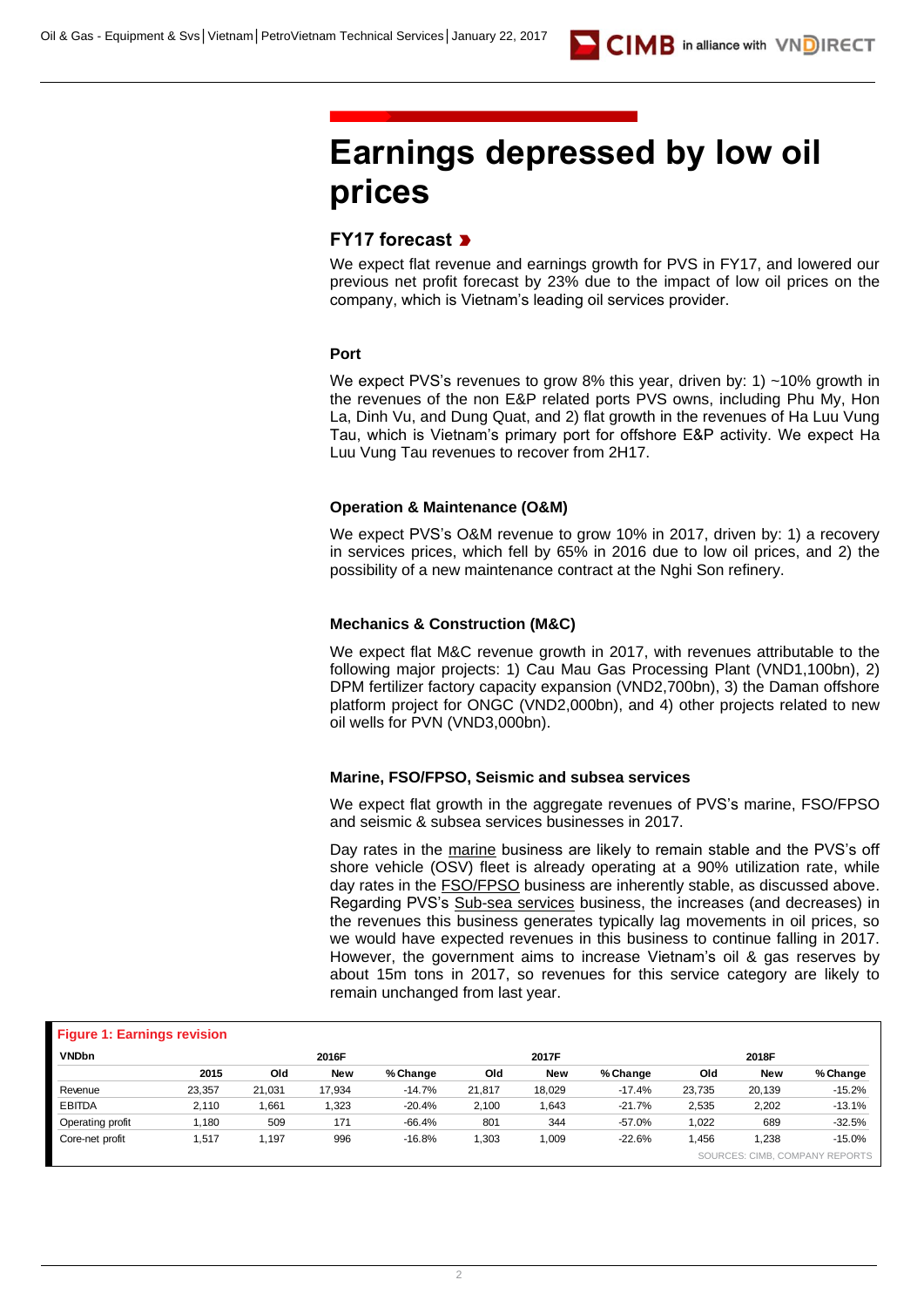# Earnings depressed by low oil prices

## FY17 forecast

We expect flat revenue and earnings growth for PVS in FY17, and lowered our previous net profit forecast by 23% due to the impact of low oil prices on the company, which is Vietnam's leading oil services provider.

### Port

We expect PVS's revenues to grow 8% this year, driven by: 1) ~10% growth in the revenues of the non E&P related ports PVS owns, including Phu My, Hon La, Dinh Vu, and Dung Quat, and 2) flat growth in the revenues of Ha Luu Vung Tau, which is Vietnam's primary port for offshore E&P activity. We expect Ha Luu Vung Tau revenues to recover from 2H17.

### Operation & Maintenance (O&M)

We expect PVS's O&M revenue to grow 10% in 2017, driven by: 1) a recovery in services prices, which fell by 65% in 2016 due to low oil prices, and 2) the possibility of a new maintenance contract at the Nghi Son refinery.

### Mechanics & Construction (M&C)

We expect flat M&C revenue growth in 2017, with revenues attributable to the following major projects: 1) Cau Mau Gas Processing Plant (VND1,100bn), 2) DPM fertilizer factory capacity expansion (VND2,700bn), 3) the Daman offshore platform project for ONGC (VND2,000bn), and 4) other projects related to new oil wells for PVN (VND3,000bn).

### Marine, FSO/FPSO, Seismic and subsea services

We expect flat growth in the aggregate revenues of PVS's marine, FSO/FPSO and seismic & subsea services businesses in 2017.

Day rates in the marine business are likely to remain stable and the PVS's off shore vehicle (OSV) fleet is already operating at a 90% utilization rate, while day rates in the FSO/FPSO business are inherently stable, as discussed above. Regarding PVS's Sub-sea services business, the increases (and decreases) in the revenues this business generates typically lag movements in oil prices, so we would have expected revenues in this business to continue falling in 2017. However, the government aims to increase Vietnam's oil & gas reserves by about 15m tons in 2017, so revenues for this service category are likely to remain unchanged from last year.

**Figure 1: Earnings revision**

| VNDbn | | 2016F | | | 2017F | | | 2018F | | |
|---|---|---|---|---|---|---|---|---|---|---|
| | 2015 | Old | New | % Change | Old | New | % Change | Old | New | % Change |
| Revenue | 23,357 | 21,031 | 17,934 | -14.7% | 21,817 | 18,029 | -17.4% | 23,735 | 20,139 | -15.2% |
| EBITDA | 2,110 | 1,661 | 1,323 | -20.4% | 2,100 | 1,643 | -21.7% | 2,535 | 2,202 | -13.1% |
| Operating profit | 1,180 | 509 | 171 | -66.4% | 801 | 344 | -57.0% | 1,022 | 689 | -32.5% |
| Core-net profit | 1,517 | 1,197 | 996 | -16.8% | 1,303 | 1,009 | -22.6% | 1,456 | 1,238 | -15.0% |

SOURCES: CIMB, COMPANY REPORTS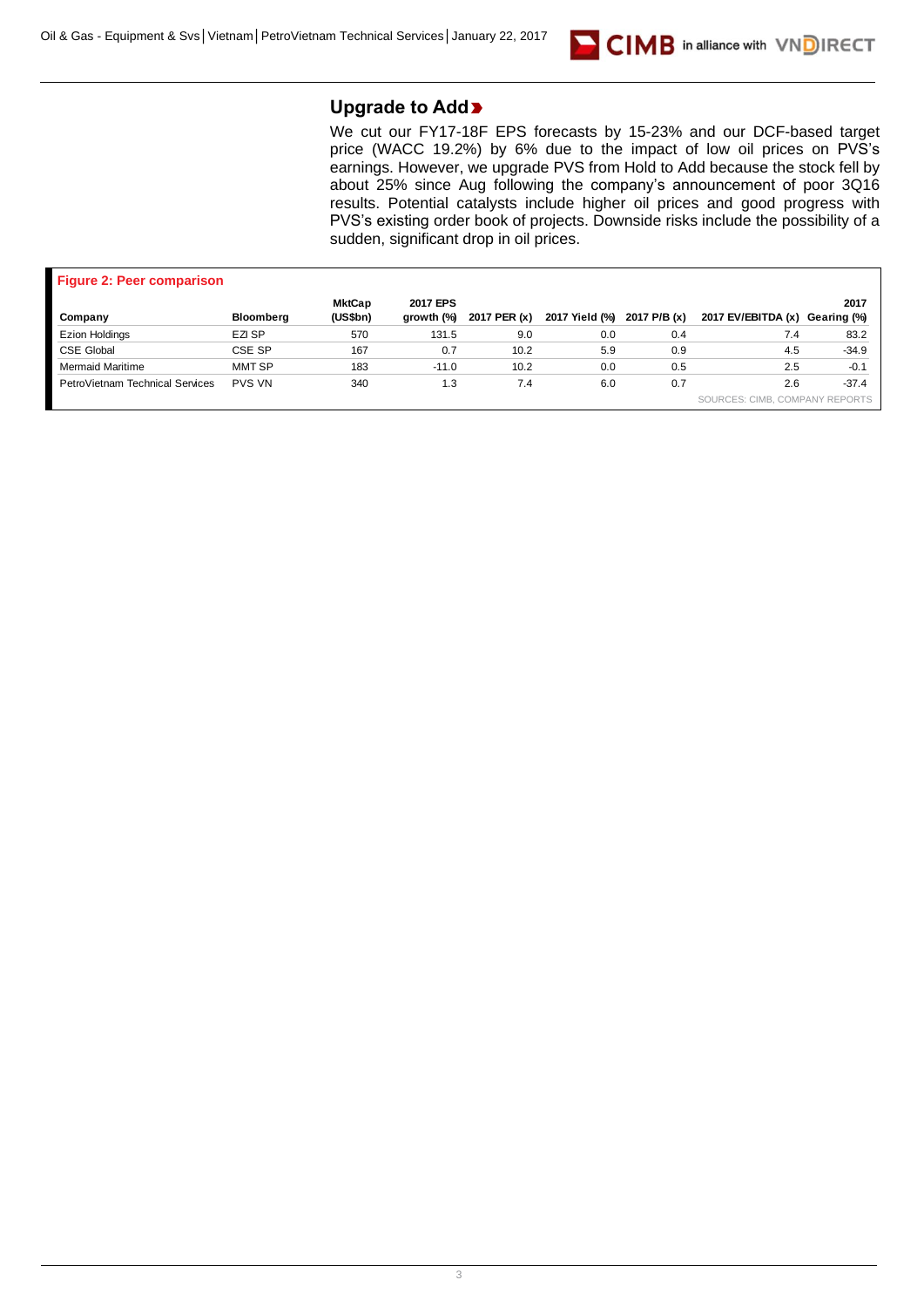## Upgrade to Add

We cut our FY17-18F EPS forecasts by 15-23% and our DCF-based target price (WACC 19.2%) by 6% due to the impact of low oil prices on PVS's earnings. However, we upgrade PVS from Hold to Add because the stock fell by about 25% since Aug following the company's announcement of poor 3Q16 results. Potential catalysts include higher oil prices and good progress with PVS's existing order book of projects. Downside risks include the possibility of a sudden, significant drop in oil prices.

**Figure 2: Peer comparison**

| Company | Bloomberg | MktCap (US$bn) | 2017 EPS growth (%) | 2017 PER (x) | 2017 Yield (%) | 2017 P/B (x) | 2017 EV/EBITDA (x) | 2017 Gearing (%) |
|---|---|---|---|---|---|---|---|---|
| Ezion Holdings | EZI SP | 570 | 131.5 | 9.0 | 0.0 | 0.4 | 7.4 | 83.2 |
| CSE Global | CSE SP | 167 | 0.7 | 10.2 | 5.9 | 0.9 | 4.5 | -34.9 |
| Mermaid Maritime | MMT SP | 183 | -11.0 | 10.2 | 0.0 | 0.5 | 2.5 | -0.1 |
| PetroVietnam Technical Services | PVS VN | 340 | 1.3 | 7.4 | 6.0 | 0.7 | 2.6 | -37.4 |

SOURCES: CIMB, COMPANY REPORTS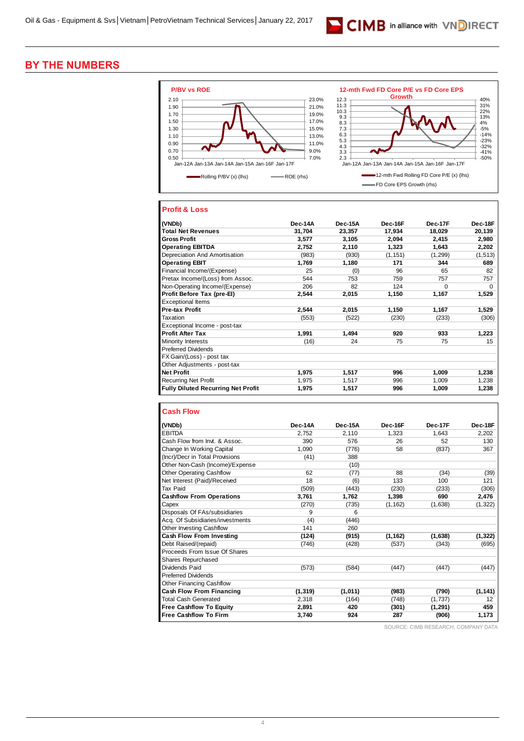## BY THE NUMBERS

**P/BV vs ROE**

Rolling P/BV (x) (lhs) — ROE (rhs)

**12-mth Fwd FD Core P/E vs FD Core EPS Growth**

12-mth Fwd Rolling FD Core P/E (x) (lhs) — FD Core EPS Growth (rhs)

### Profit & Loss

| (VNDb) | Dec-14A | Dec-15A | Dec-16F | Dec-17F | Dec-18F |
|---|---|---|---|---|---|
| **Total Net Revenues** | **31,704** | **23,357** | **17,934** | **18,029** | **20,139** |
| **Gross Profit** | **3,577** | **3,105** | **2,094** | **2,415** | **2,980** |
| **Operating EBITDA** | **2,752** | **2,110** | **1,323** | **1,643** | **2,202** |
| Depreciation And Amortisation | (983) | (930) | (1,151) | (1,299) | (1,513) |
| **Operating EBIT** | **1,769** | **1,180** | **171** | **344** | **689** |
| Financial Income/(Expense) | 25 | (0) | 96 | 65 | 82 |
| Pretax Income/(Loss) from Assoc. | 544 | 753 | 759 | 757 | 757 |
| Non-Operating Income/(Expense) | 206 | 82 | 124 | 0 | 0 |
| **Profit Before Tax (pre-EI)** | **2,544** | **2,015** | **1,150** | **1,167** | **1,529** |
| Exceptional Items | | | | | |
| **Pre-tax Profit** | **2,544** | **2,015** | **1,150** | **1,167** | **1,529** |
| Taxation | (553) | (522) | (230) | (233) | (306) |
| Exceptional Income - post-tax | | | | | |
| **Profit After Tax** | **1,991** | **1,494** | **920** | **933** | **1,223** |
| Minority Interests | (16) | 24 | 75 | 75 | 15 |
| Preferred Dividends | | | | | |
| FX Gain/(Loss) - post tax | | | | | |
| Other Adjustments - post-tax | | | | | |
| **Net Profit** | **1,975** | **1,517** | **996** | **1,009** | **1,238** |
| Recurring Net Profit | 1,975 | 1,517 | 996 | 1,009 | 1,238 |
| **Fully Diluted Recurring Net Profit** | **1,975** | **1,517** | **996** | **1,009** | **1,238** |

### Cash Flow

| (VNDb) | Dec-14A | Dec-15A | Dec-16F | Dec-17F | Dec-18F |
|---|---|---|---|---|---|
| EBITDA | 2,752 | 2,110 | 1,323 | 1,643 | 2,202 |
| Cash Flow from Invt. & Assoc. | 390 | 576 | 26 | 52 | 130 |
| Change In Working Capital | 1,090 | (776) | 58 | (837) | 367 |
| (Incr)/Decr in Total Provisions | (41) | 388 | | | |
| Other Non-Cash (Income)/Expense | | (10) | | | |
| Other Operating Cashflow | 62 | (77) | 88 | (34) | (39) |
| Net Interest (Paid)/Received | 18 | (6) | 133 | 100 | 121 |
| Tax Paid | (509) | (443) | (230) | (233) | (306) |
| **Cashflow From Operations** | **3,761** | **1,762** | **1,398** | **690** | **2,476** |
| Capex | (270) | (735) | (1,162) | (1,638) | (1,322) |
| Disposals Of FAs/subsidiaries | 9 | 6 | | | |
| Acq. Of Subsidiaries/investments | (4) | (446) | | | |
| Other Investing Cashflow | 141 | 260 | | | |
| **Cash Flow From Investing** | **(124)** | **(915)** | **(1,162)** | **(1,638)** | **(1,322)** |
| Debt Raised/(repaid) | (746) | (428) | (537) | (343) | (695) |
| Proceeds From Issue Of Shares | | | | | |
| Shares Repurchased | | | | | |
| Dividends Paid | (573) | (584) | (447) | (447) | (447) |
| Preferred Dividends | | | | | |
| Other Financing Cashflow | | | | | |
| **Cash Flow From Financing** | **(1,319)** | **(1,011)** | **(983)** | **(790)** | **(1,141)** |
| Total Cash Generated | 2,318 | (164) | (748) | (1,737) | 12 |
| **Free Cashflow To Equity** | **2,891** | **420** | **(301)** | **(1,291)** | **459** |
| **Free Cashflow To Firm** | **3,740** | **924** | **287** | **(906)** | **1,173** |

SOURCE: CIMB RESEARCH, COMPANY DATA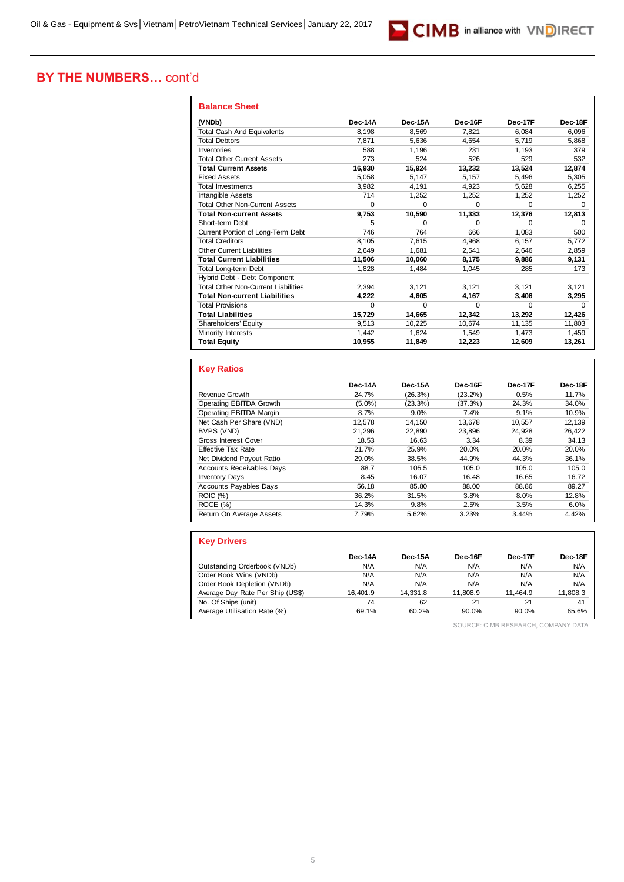## BY THE NUMBERS… cont'd

### Balance Sheet

| (VNDb) | Dec-14A | Dec-15A | Dec-16F | Dec-17F | Dec-18F |
|---|---|---|---|---|---|
| Total Cash And Equivalents | 8,198 | 8,569 | 7,821 | 6,084 | 6,096 |
| Total Debtors | 7,871 | 5,636 | 4,654 | 5,719 | 5,868 |
| Inventories | 588 | 1,196 | 231 | 1,193 | 379 |
| Total Other Current Assets | 273 | 524 | 526 | 529 | 532 |
| **Total Current Assets** | **16,930** | **15,924** | **13,232** | **13,524** | **12,874** |
| Fixed Assets | 5,058 | 5,147 | 5,157 | 5,496 | 5,305 |
| Total Investments | 3,982 | 4,191 | 4,923 | 5,628 | 6,255 |
| Intangible Assets | 714 | 1,252 | 1,252 | 1,252 | 1,252 |
| Total Other Non-Current Assets | 0 | 0 | 0 | 0 | 0 |
| **Total Non-current Assets** | **9,753** | **10,590** | **11,333** | **12,376** | **12,813** |
| Short-term Debt | 5 | 0 | 0 | 0 | 0 |
| Current Portion of Long-Term Debt | 746 | 764 | 666 | 1,083 | 500 |
| Total Creditors | 8,105 | 7,615 | 4,968 | 6,157 | 5,772 |
| Other Current Liabilities | 2,649 | 1,681 | 2,541 | 2,646 | 2,859 |
| **Total Current Liabilities** | **11,506** | **10,060** | **8,175** | **9,886** | **9,131** |
| Total Long-term Debt | 1,828 | 1,484 | 1,045 | 285 | 173 |
| Hybrid Debt - Debt Component | | | | | |
| Total Other Non-Current Liabilities | 2,394 | 3,121 | 3,121 | 3,121 | 3,121 |
| **Total Non-current Liabilities** | **4,222** | **4,605** | **4,167** | **3,406** | **3,295** |
| Total Provisions | 0 | 0 | 0 | 0 | 0 |
| **Total Liabilities** | **15,729** | **14,665** | **12,342** | **13,292** | **12,426** |
| Shareholders' Equity | 9,513 | 10,225 | 10,674 | 11,135 | 11,803 |
| Minority Interests | 1,442 | 1,624 | 1,549 | 1,473 | 1,459 |
| **Total Equity** | **10,955** | **11,849** | **12,223** | **12,609** | **13,261** |

### Key Ratios

| | Dec-14A | Dec-15A | Dec-16F | Dec-17F | Dec-18F |
|---|---|---|---|---|---|
| Revenue Growth | 24.7% | (26.3%) | (23.2%) | 0.5% | 11.7% |
| Operating EBITDA Growth | (5.0%) | (23.3%) | (37.3%) | 24.3% | 34.0% |
| Operating EBITDA Margin | 8.7% | 9.0% | 7.4% | 9.1% | 10.9% |
| Net Cash Per Share (VND) | 12,578 | 14,150 | 13,678 | 10,557 | 12,139 |
| BVPS (VND) | 21,296 | 22,890 | 23,896 | 24,928 | 26,422 |
| Gross Interest Cover | 18.53 | 16.63 | 3.34 | 8.39 | 34.13 |
| Effective Tax Rate | 21.7% | 25.9% | 20.0% | 20.0% | 20.0% |
| Net Dividend Payout Ratio | 29.0% | 38.5% | 44.9% | 44.3% | 36.1% |
| Accounts Receivables Days | 88.7 | 105.5 | 105.0 | 105.0 | 105.0 |
| Inventory Days | 8.45 | 16.07 | 16.48 | 16.65 | 16.72 |
| Accounts Payables Days | 56.18 | 85.80 | 88.00 | 88.86 | 89.27 |
| ROIC (%) | 36.2% | 31.5% | 3.8% | 8.0% | 12.8% |
| ROCE (%) | 14.3% | 9.8% | 2.5% | 3.5% | 6.0% |
| Return On Average Assets | 7.79% | 5.62% | 3.23% | 3.44% | 4.42% |

### Key Drivers

| | Dec-14A | Dec-15A | Dec-16F | Dec-17F | Dec-18F |
|---|---|---|---|---|---|
| Outstanding Orderbook (VNDb) | N/A | N/A | N/A | N/A | N/A |
| Order Book Wins (VNDb) | N/A | N/A | N/A | N/A | N/A |
| Order Book Depletion (VNDb) | N/A | N/A | N/A | N/A | N/A |
| Average Day Rate Per Ship (US$) | 16,401.9 | 14,331.8 | 11,808.9 | 11,464.9 | 11,808.3 |
| No. Of Ships (unit) | 74 | 62 | 21 | 21 | 41 |
| Average Utilisation Rate (%) | 69.1% | 60.2% | 90.0% | 90.0% | 65.6% |

SOURCE: CIMB RESEARCH, COMPANY DATA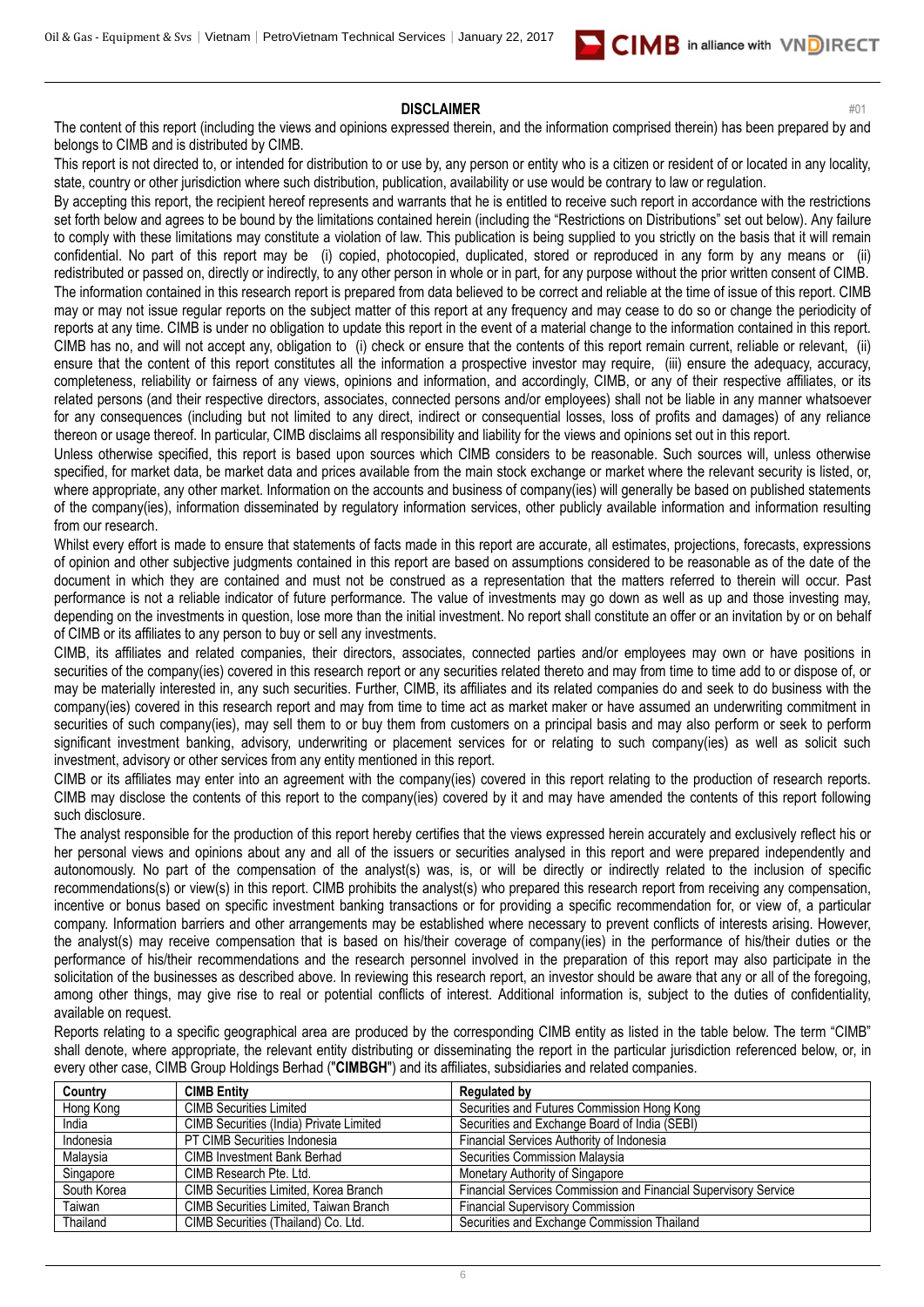## DISCLAIMER

#01

The content of this report (including the views and opinions expressed therein, and the information comprised therein) has been prepared by and belongs to CIMB and is distributed by CIMB.

This report is not directed to, or intended for distribution to or use by, any person or entity who is a citizen or resident of or located in any locality, state, country or other jurisdiction where such distribution, publication, availability or use would be contrary to law or regulation.

By accepting this report, the recipient hereof represents and warrants that he is entitled to receive such report in accordance with the restrictions set forth below and agrees to be bound by the limitations contained herein (including the "Restrictions on Distributions" set out below). Any failure to comply with these limitations may constitute a violation of law. This publication is being supplied to you strictly on the basis that it will remain confidential. No part of this report may be (i) copied, photocopied, duplicated, stored or reproduced in any form by any means or (ii) redistributed or passed on, directly or indirectly, to any other person in whole or in part, for any purpose without the prior written consent of CIMB.

The information contained in this research report is prepared from data believed to be correct and reliable at the time of issue of this report. CIMB may or may not issue regular reports on the subject matter of this report at any frequency and may cease to do so or change the periodicity of reports at any time. CIMB is under no obligation to update this report in the event of a material change to the information contained in this report. CIMB has no, and will not accept any, obligation to (i) check or ensure that the contents of this report remain current, reliable or relevant, (ii) ensure that the content of this report constitutes all the information a prospective investor may require, (iii) ensure the adequacy, accuracy, completeness, reliability or fairness of any views, opinions and information, and accordingly, CIMB, or any of their respective affiliates, or its related persons (and their respective directors, associates, connected persons and/or employees) shall not be liable in any manner whatsoever for any consequences (including but not limited to any direct, indirect or consequential losses, loss of profits and damages) of any reliance thereon or usage thereof. In particular, CIMB disclaims all responsibility and liability for the views and opinions set out in this report.

Unless otherwise specified, this report is based upon sources which CIMB considers to be reasonable. Such sources will, unless otherwise specified, for market data, be market data and prices available from the main stock exchange or market where the relevant security is listed, or, where appropriate, any other market. Information on the accounts and business of company(ies) will generally be based on published statements of the company(ies), information disseminated by regulatory information services, other publicly available information and information resulting from our research.

Whilst every effort is made to ensure that statements of facts made in this report are accurate, all estimates, projections, forecasts, expressions of opinion and other subjective judgments contained in this report are based on assumptions considered to be reasonable as of the date of the document in which they are contained and must not be construed as a representation that the matters referred to therein will occur. Past performance is not a reliable indicator of future performance. The value of investments may go down as well as up and those investing may, depending on the investments in question, lose more than the initial investment. No report shall constitute an offer or an invitation by or on behalf of CIMB or its affiliates to any person to buy or sell any investments.

CIMB, its affiliates and related companies, their directors, associates, connected parties and/or employees may own or have positions in securities of the company(ies) covered in this research report or any securities related thereto and may from time to time add to or dispose of, or may be materially interested in, any such securities. Further, CIMB, its affiliates and its related companies do and seek to do business with the company(ies) covered in this research report and may from time to time act as market maker or have assumed an underwriting commitment in securities of such company(ies), may sell them to or buy them from customers on a principal basis and may also perform or seek to perform significant investment banking, advisory, underwriting or placement services for or relating to such company(ies) as well as solicit such investment, advisory or other services from any entity mentioned in this report.

CIMB or its affiliates may enter into an agreement with the company(ies) covered in this report relating to the production of research reports. CIMB may disclose the contents of this report to the company(ies) covered by it and may have amended the contents of this report following such disclosure.

The analyst responsible for the production of this report hereby certifies that the views expressed herein accurately and exclusively reflect his or her personal views and opinions about any and all of the issuers or securities analysed in this report and were prepared independently and autonomously. No part of the compensation of the analyst(s) was, is, or will be directly or indirectly related to the inclusion of specific recommendations(s) or view(s) in this report. CIMB prohibits the analyst(s) who prepared this research report from receiving any compensation, incentive or bonus based on specific investment banking transactions or for providing a specific recommendation for, or view of, a particular company. Information barriers and other arrangements may be established where necessary to prevent conflicts of interests arising. However, the analyst(s) may receive compensation that is based on his/their coverage of company(ies) in the performance of his/their duties or the performance of his/their recommendations and the research personnel involved in the preparation of this report may also participate in the solicitation of the businesses as described above. In reviewing this research report, an investor should be aware that any or all of the foregoing, among other things, may give rise to real or potential conflicts of interest. Additional information is, subject to the duties of confidentiality, available on request.

Reports relating to a specific geographical area are produced by the corresponding CIMB entity as listed in the table below. The term "CIMB" shall denote, where appropriate, the relevant entity distributing or disseminating the report in the particular jurisdiction referenced below, or, in every other case, CIMB Group Holdings Berhad ("**CIMBGH**") and its affiliates, subsidiaries and related companies.

| Country | CIMB Entity | Regulated by |
|---|---|---|
| Hong Kong | CIMB Securities Limited | Securities and Futures Commission Hong Kong |
| India | CIMB Securities (India) Private Limited | Securities and Exchange Board of India (SEBI) |
| Indonesia | PT CIMB Securities Indonesia | Financial Services Authority of Indonesia |
| Malaysia | CIMB Investment Bank Berhad | Securities Commission Malaysia |
| Singapore | CIMB Research Pte. Ltd. | Monetary Authority of Singapore |
| South Korea | CIMB Securities Limited, Korea Branch | Financial Services Commission and Financial Supervisory Service |
| Taiwan | CIMB Securities Limited, Taiwan Branch | Financial Supervisory Commission |
| Thailand | CIMB Securities (Thailand) Co. Ltd. | Securities and Exchange Commission Thailand |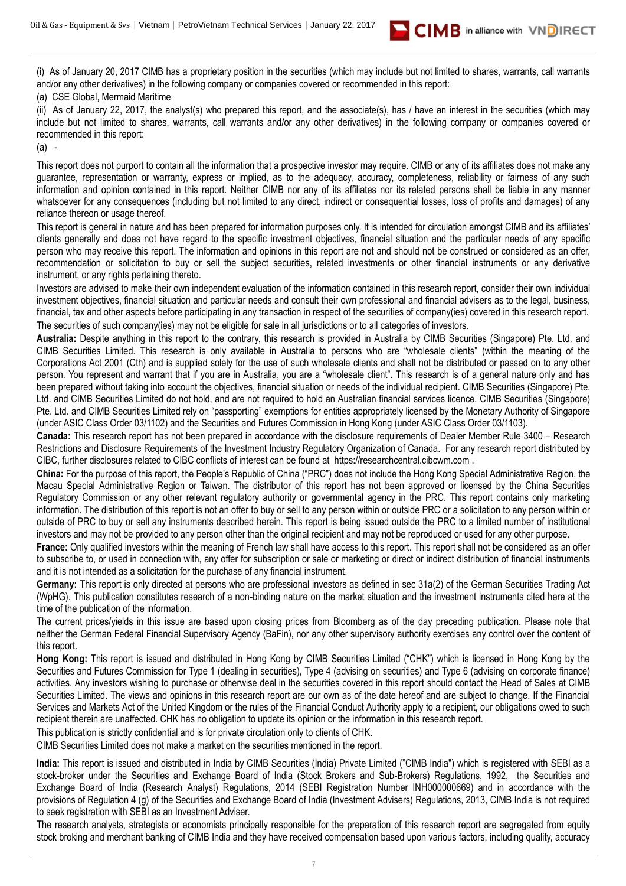(i) As of January 20, 2017 CIMB has a proprietary position in the securities (which may include but not limited to shares, warrants, call warrants and/or any other derivatives) in the following company or companies covered or recommended in this report:

(a) CSE Global, Mermaid Maritime

(ii) As of January 22, 2017, the analyst(s) who prepared this report, and the associate(s), has / have an interest in the securities (which may include but not limited to shares, warrants, call warrants and/or any other derivatives) in the following company or companies covered or recommended in this report:

(a) -

This report does not purport to contain all the information that a prospective investor may require. CIMB or any of its affiliates does not make any guarantee, representation or warranty, express or implied, as to the adequacy, accuracy, completeness, reliability or fairness of any such information and opinion contained in this report. Neither CIMB nor any of its affiliates nor its related persons shall be liable in any manner whatsoever for any consequences (including but not limited to any direct, indirect or consequential losses, loss of profits and damages) of any reliance thereon or usage thereof.

This report is general in nature and has been prepared for information purposes only. It is intended for circulation amongst CIMB and its affiliates' clients generally and does not have regard to the specific investment objectives, financial situation and the particular needs of any specific person who may receive this report. The information and opinions in this report are not and should not be construed or considered as an offer, recommendation or solicitation to buy or sell the subject securities, related investments or other financial instruments or any derivative instrument, or any rights pertaining thereto.

Investors are advised to make their own independent evaluation of the information contained in this research report, consider their own individual investment objectives, financial situation and particular needs and consult their own professional and financial advisers as to the legal, business, financial, tax and other aspects before participating in any transaction in respect of the securities of company(ies) covered in this research report. The securities of such company(ies) may not be eligible for sale in all jurisdictions or to all categories of investors.

**Australia:** Despite anything in this report to the contrary, this research is provided in Australia by CIMB Securities (Singapore) Pte. Ltd. and CIMB Securities Limited. This research is only available in Australia to persons who are "wholesale clients" (within the meaning of the Corporations Act 2001 (Cth) and is supplied solely for the use of such wholesale clients and shall not be distributed or passed on to any other person. You represent and warrant that if you are in Australia, you are a "wholesale client". This research is of a general nature only and has been prepared without taking into account the objectives, financial situation or needs of the individual recipient. CIMB Securities (Singapore) Pte. Ltd. and CIMB Securities Limited do not hold, and are not required to hold an Australian financial services licence. CIMB Securities (Singapore) Pte. Ltd. and CIMB Securities Limited rely on "passporting" exemptions for entities appropriately licensed by the Monetary Authority of Singapore (under ASIC Class Order 03/1102) and the Securities and Futures Commission in Hong Kong (under ASIC Class Order 03/1103).

**Canada:** This research report has not been prepared in accordance with the disclosure requirements of Dealer Member Rule 3400 – Research Restrictions and Disclosure Requirements of the Investment Industry Regulatory Organization of Canada. For any research report distributed by CIBC, further disclosures related to CIBC conflicts of interest can be found at https://researchcentral.cibcwm.com .

**China:** For the purpose of this report, the People's Republic of China ("PRC") does not include the Hong Kong Special Administrative Region, the Macau Special Administrative Region or Taiwan. The distributor of this report has not been approved or licensed by the China Securities Regulatory Commission or any other relevant regulatory authority or governmental agency in the PRC. This report contains only marketing information. The distribution of this report is not an offer to buy or sell to any person within or outside PRC or a solicitation to any person within or outside of PRC to buy or sell any instruments described herein. This report is being issued outside the PRC to a limited number of institutional investors and may not be provided to any person other than the original recipient and may not be reproduced or used for any other purpose.

**France:** Only qualified investors within the meaning of French law shall have access to this report. This report shall not be considered as an offer to subscribe to, or used in connection with, any offer for subscription or sale or marketing or direct or indirect distribution of financial instruments and it is not intended as a solicitation for the purchase of any financial instrument.

**Germany:** This report is only directed at persons who are professional investors as defined in sec 31a(2) of the German Securities Trading Act (WpHG). This publication constitutes research of a non-binding nature on the market situation and the investment instruments cited here at the time of the publication of the information.

The current prices/yields in this issue are based upon closing prices from Bloomberg as of the day preceding publication. Please note that neither the German Federal Financial Supervisory Agency (BaFin), nor any other supervisory authority exercises any control over the content of this report.

**Hong Kong:** This report is issued and distributed in Hong Kong by CIMB Securities Limited ("CHK") which is licensed in Hong Kong by the Securities and Futures Commission for Type 1 (dealing in securities), Type 4 (advising on securities) and Type 6 (advising on corporate finance) activities. Any investors wishing to purchase or otherwise deal in the securities covered in this report should contact the Head of Sales at CIMB Securities Limited. The views and opinions in this research report are our own as of the date hereof and are subject to change. If the Financial Services and Markets Act of the United Kingdom or the rules of the Financial Conduct Authority apply to a recipient, our obligations owed to such recipient therein are unaffected. CHK has no obligation to update its opinion or the information in this research report.

This publication is strictly confidential and is for private circulation only to clients of CHK.

CIMB Securities Limited does not make a market on the securities mentioned in the report.

**India:** This report is issued and distributed in India by CIMB Securities (India) Private Limited ("CIMB India") which is registered with SEBI as a stock-broker under the Securities and Exchange Board of India (Stock Brokers and Sub-Brokers) Regulations, 1992, the Securities and Exchange Board of India (Research Analyst) Regulations, 2014 (SEBI Registration Number INH000000669) and in accordance with the provisions of Regulation 4 (g) of the Securities and Exchange Board of India (Investment Advisers) Regulations, 2013, CIMB India is not required to seek registration with SEBI as an Investment Adviser.

The research analysts, strategists or economists principally responsible for the preparation of this research report are segregated from equity stock broking and merchant banking of CIMB India and they have received compensation based upon various factors, including quality, accuracy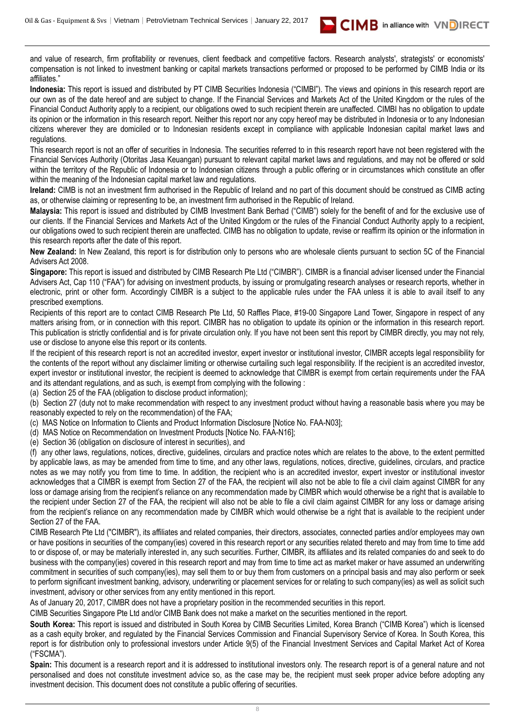and value of research, firm profitability or revenues, client feedback and competitive factors. Research analysts', strategists' or economists' compensation is not linked to investment banking or capital markets transactions performed or proposed to be performed by CIMB India or its affiliates."

**Indonesia:** This report is issued and distributed by PT CIMB Securities Indonesia ("CIMBI"). The views and opinions in this research report are our own as of the date hereof and are subject to change. If the Financial Services and Markets Act of the United Kingdom or the rules of the Financial Conduct Authority apply to a recipient, our obligations owed to such recipient therein are unaffected. CIMBI has no obligation to update its opinion or the information in this research report. Neither this report nor any copy hereof may be distributed in Indonesia or to any Indonesian citizens wherever they are domiciled or to Indonesian residents except in compliance with applicable Indonesian capital market laws and regulations.

This research report is not an offer of securities in Indonesia. The securities referred to in this research report have not been registered with the Financial Services Authority (Otoritas Jasa Keuangan) pursuant to relevant capital market laws and regulations, and may not be offered or sold within the territory of the Republic of Indonesia or to Indonesian citizens through a public offering or in circumstances which constitute an offer within the meaning of the Indonesian capital market law and regulations.

**Ireland:** CIMB is not an investment firm authorised in the Republic of Ireland and no part of this document should be construed as CIMB acting as, or otherwise claiming or representing to be, an investment firm authorised in the Republic of Ireland.

**Malaysia:** This report is issued and distributed by CIMB Investment Bank Berhad ("CIMB") solely for the benefit of and for the exclusive use of our clients. If the Financial Services and Markets Act of the United Kingdom or the rules of the Financial Conduct Authority apply to a recipient, our obligations owed to such recipient therein are unaffected. CIMB has no obligation to update, revise or reaffirm its opinion or the information in this research reports after the date of this report.

**New Zealand:** In New Zealand, this report is for distribution only to persons who are wholesale clients pursuant to section 5C of the Financial Advisers Act 2008.

**Singapore:** This report is issued and distributed by CIMB Research Pte Ltd ("CIMBR"). CIMBR is a financial adviser licensed under the Financial Advisers Act, Cap 110 ("FAA") for advising on investment products, by issuing or promulgating research analyses or research reports, whether in electronic, print or other form. Accordingly CIMBR is a subject to the applicable rules under the FAA unless it is able to avail itself to any prescribed exemptions.

Recipients of this report are to contact CIMB Research Pte Ltd, 50 Raffles Place, #19-00 Singapore Land Tower, Singapore in respect of any matters arising from, or in connection with this report. CIMBR has no obligation to update its opinion or the information in this research report. This publication is strictly confidential and is for private circulation only. If you have not been sent this report by CIMBR directly, you may not rely, use or disclose to anyone else this report or its contents.

If the recipient of this research report is not an accredited investor, expert investor or institutional investor, CIMBR accepts legal responsibility for the contents of the report without any disclaimer limiting or otherwise curtailing such legal responsibility. If the recipient is an accredited investor, expert investor or institutional investor, the recipient is deemed to acknowledge that CIMBR is exempt from certain requirements under the FAA and its attendant regulations, and as such, is exempt from complying with the following :

(a) Section 25 of the FAA (obligation to disclose product information);

(b) Section 27 (duty not to make recommendation with respect to any investment product without having a reasonable basis where you may be reasonably expected to rely on the recommendation) of the FAA;

(c) MAS Notice on Information to Clients and Product Information Disclosure [Notice No. FAA-N03];

(d) MAS Notice on Recommendation on Investment Products [Notice No. FAA-N16];

(e) Section 36 (obligation on disclosure of interest in securities), and

(f) any other laws, regulations, notices, directive, guidelines, circulars and practice notes which are relates to the above, to the extent permitted by applicable laws, as may be amended from time to time, and any other laws, regulations, notices, directive, guidelines, circulars, and practice notes as we may notify you from time to time. In addition, the recipient who is an accredited investor, expert investor or institutional investor acknowledges that a CIMBR is exempt from Section 27 of the FAA, the recipient will also not be able to file a civil claim against CIMBR for any loss or damage arising from the recipient's reliance on any recommendation made by CIMBR which would otherwise be a right that is available to the recipient under Section 27 of the FAA, the recipient will also not be able to file a civil claim against CIMBR for any loss or damage arising from the recipient's reliance on any recommendation made by CIMBR which would otherwise be a right that is available to the recipient under Section 27 of the FAA.

CIMB Research Pte Ltd ("CIMBR"), its affiliates and related companies, their directors, associates, connected parties and/or employees may own or have positions in securities of the company(ies) covered in this research report or any securities related thereto and may from time to time add to or dispose of, or may be materially interested in, any such securities. Further, CIMBR, its affiliates and its related companies do and seek to do business with the company(ies) covered in this research report and may from time to time act as market maker or have assumed an underwriting commitment in securities of such company(ies), may sell them to or buy them from customers on a principal basis and may also perform or seek to perform significant investment banking, advisory, underwriting or placement services for or relating to such company(ies) as well as solicit such investment, advisory or other services from any entity mentioned in this report.

As of January 20, 2017, CIMBR does not have a proprietary position in the recommended securities in this report.

CIMB Securities Singapore Pte Ltd and/or CIMB Bank does not make a market on the securities mentioned in the report.

**South Korea:** This report is issued and distributed in South Korea by CIMB Securities Limited, Korea Branch ("CIMB Korea") which is licensed as a cash equity broker, and regulated by the Financial Services Commission and Financial Supervisory Service of Korea. In South Korea, this report is for distribution only to professional investors under Article 9(5) of the Financial Investment Services and Capital Market Act of Korea ("FSCMA").

**Spain:** This document is a research report and it is addressed to institutional investors only. The research report is of a general nature and not personalised and does not constitute investment advice so, as the case may be, the recipient must seek proper advice before adopting any investment decision. This document does not constitute a public offering of securities.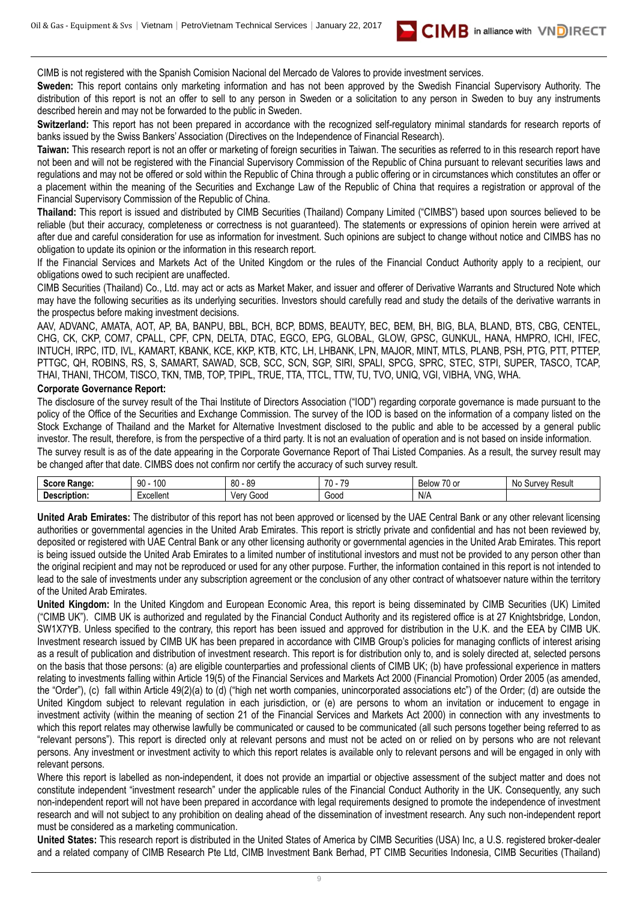CIMB is not registered with the Spanish Comision Nacional del Mercado de Valores to provide investment services.

**Sweden:** This report contains only marketing information and has not been approved by the Swedish Financial Supervisory Authority. The distribution of this report is not an offer to sell to any person in Sweden or a solicitation to any person in Sweden to buy any instruments described herein and may not be forwarded to the public in Sweden.

**Switzerland:** This report has not been prepared in accordance with the recognized self-regulatory minimal standards for research reports of banks issued by the Swiss Bankers' Association (Directives on the Independence of Financial Research).

**Taiwan:** This research report is not an offer or marketing of foreign securities in Taiwan. The securities as referred to in this research report have not been and will not be registered with the Financial Supervisory Commission of the Republic of China pursuant to relevant securities laws and regulations and may not be offered or sold within the Republic of China through a public offering or in circumstances which constitutes an offer or a placement within the meaning of the Securities and Exchange Law of the Republic of China that requires a registration or approval of the Financial Supervisory Commission of the Republic of China.

**Thailand:** This report is issued and distributed by CIMB Securities (Thailand) Company Limited ("CIMBS") based upon sources believed to be reliable (but their accuracy, completeness or correctness is not guaranteed). The statements or expressions of opinion herein were arrived at after due and careful consideration for use as information for investment. Such opinions are subject to change without notice and CIMBS has no obligation to update its opinion or the information in this research report.

If the Financial Services and Markets Act of the United Kingdom or the rules of the Financial Conduct Authority apply to a recipient, our obligations owed to such recipient are unaffected.

CIMB Securities (Thailand) Co., Ltd. may act or acts as Market Maker, and issuer and offerer of Derivative Warrants and Structured Note which may have the following securities as its underlying securities. Investors should carefully read and study the details of the derivative warrants in the prospectus before making investment decisions.

AAV, ADVANC, AMATA, AOT, AP, BA, BANPU, BBL, BCH, BCP, BDMS, BEAUTY, BEC, BEM, BH, BIG, BLA, BLAND, BTS, CBG, CENTEL, CHG, CK, CKP, COM7, CPALL, CPF, CPN, DELTA, DTAC, EGCO, EPG, GLOBAL, GLOW, GPSC, GUNKUL, HANA, HMPRO, ICHI, IFEC, INTUCH, IRPC, ITD, IVL, KAMART, KBANK, KCE, KKP, KTB, KTC, LH, LHBANK, LPN, MAJOR, MINT, MTLS, PLANB, PSH, PTG, PTT, PTTEP, PTTGC, QH, ROBINS, RS, S, SAMART, SAWAD, SCB, SCC, SCN, SGP, SIRI, SPALI, SPCG, SPRC, STEC, STPI, SUPER, TASCO, TCAP, THAI, THANI, THCOM, TISCO, TKN, TMB, TOP, TPIPL, TRUE, TTA, TTCL, TTW, TU, TVO, UNIQ, VGI, VIBHA, VNG, WHA.

**Corporate Governance Report:**

The disclosure of the survey result of the Thai Institute of Directors Association ("IOD") regarding corporate governance is made pursuant to the policy of the Office of the Securities and Exchange Commission. The survey of the IOD is based on the information of a company listed on the Stock Exchange of Thailand and the Market for Alternative Investment disclosed to the public and able to be accessed by a general public investor. The result, therefore, is from the perspective of a third party. It is not an evaluation of operation and is not based on inside information.

The survey result is as of the date appearing in the Corporate Governance Report of Thai Listed Companies. As a result, the survey result may be changed after that date. CIMBS does not confirm nor certify the accuracy of such survey result.

| **Score Range:** | 90 - 100 | 80 - 89 | 70 - 79 | Below 70 or | No Survey Result |
|---|---|---|---|---|---|
| **Description:** | Excellent | Very Good | Good | N/A | |

**United Arab Emirates:** The distributor of this report has not been approved or licensed by the UAE Central Bank or any other relevant licensing authorities or governmental agencies in the United Arab Emirates. This report is strictly private and confidential and has not been reviewed by, deposited or registered with UAE Central Bank or any other licensing authority or governmental agencies in the United Arab Emirates. This report is being issued outside the United Arab Emirates to a limited number of institutional investors and must not be provided to any person other than the original recipient and may not be reproduced or used for any other purpose. Further, the information contained in this report is not intended to lead to the sale of investments under any subscription agreement or the conclusion of any other contract of whatsoever nature within the territory of the United Arab Emirates.

**United Kingdom:** In the United Kingdom and European Economic Area, this report is being disseminated by CIMB Securities (UK) Limited ("CIMB UK"). CIMB UK is authorized and regulated by the Financial Conduct Authority and its registered office is at 27 Knightsbridge, London, SW1X7YB. Unless specified to the contrary, this report has been issued and approved for distribution in the U.K. and the EEA by CIMB UK. Investment research issued by CIMB UK has been prepared in accordance with CIMB Group's policies for managing conflicts of interest arising as a result of publication and distribution of investment research. This report is for distribution only to, and is solely directed at, selected persons on the basis that those persons: (a) are eligible counterparties and professional clients of CIMB UK; (b) have professional experience in matters relating to investments falling within Article 19(5) of the Financial Services and Markets Act 2000 (Financial Promotion) Order 2005 (as amended, the "Order"), (c) fall within Article 49(2)(a) to (d) ("high net worth companies, unincorporated associations etc") of the Order; (d) are outside the United Kingdom subject to relevant regulation in each jurisdiction, or (e) are persons to whom an invitation or inducement to engage in investment activity (within the meaning of section 21 of the Financial Services and Markets Act 2000) in connection with any investments to which this report relates may otherwise lawfully be communicated or caused to be communicated (all such persons together being referred to as "relevant persons"). This report is directed only at relevant persons and must not be acted on or relied on by persons who are not relevant persons. Any investment or investment activity to which this report relates is available only to relevant persons and will be engaged in only with relevant persons.

Where this report is labelled as non-independent, it does not provide an impartial or objective assessment of the subject matter and does not constitute independent "investment research" under the applicable rules of the Financial Conduct Authority in the UK. Consequently, any such non-independent report will not have been prepared in accordance with legal requirements designed to promote the independence of investment research and will not subject to any prohibition on dealing ahead of the dissemination of investment research. Any such non-independent report must be considered as a marketing communication.

**United States:** This research report is distributed in the United States of America by CIMB Securities (USA) Inc, a U.S. registered broker-dealer and a related company of CIMB Research Pte Ltd, CIMB Investment Bank Berhad, PT CIMB Securities Indonesia, CIMB Securities (Thailand)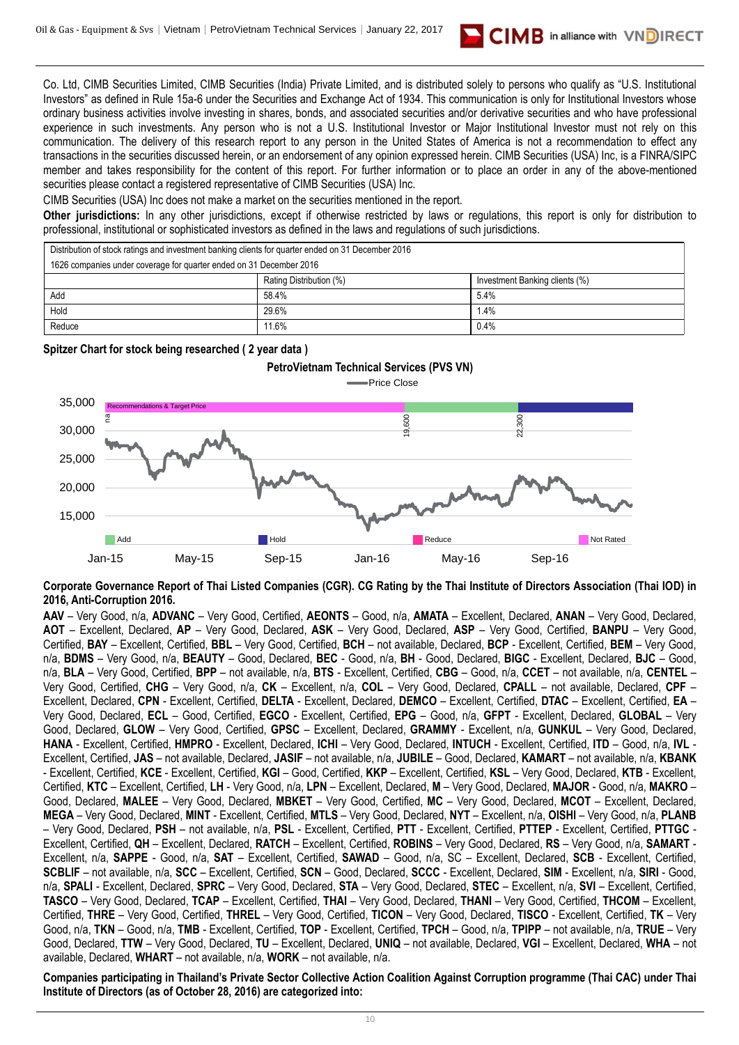Co. Ltd, CIMB Securities Limited, CIMB Securities (India) Private Limited, and is distributed solely to persons who qualify as "U.S. Institutional Investors" as defined in Rule 15a-6 under the Securities and Exchange Act of 1934. This communication is only for Institutional Investors whose ordinary business activities involve investing in shares, bonds, and associated securities and/or derivative securities and who have professional experience in such investments. Any person who is not a U.S. Institutional Investor or Major Institutional Investor must not rely on this communication. The delivery of this research report to any person in the United States of America is not a recommendation to effect any transactions in the securities discussed herein, or an endorsement of any opinion expressed herein. CIMB Securities (USA) Inc, is a FINRA/SIPC member and takes responsibility for the content of this report. For further information or to place an order in any of the above-mentioned securities please contact a registered representative of CIMB Securities (USA) Inc.

CIMB Securities (USA) Inc does not make a market on the securities mentioned in the report.

**Other jurisdictions:** In any other jurisdictions, except if otherwise restricted by laws or regulations, this report is only for distribution to professional, institutional or sophisticated investors as defined in the laws and regulations of such jurisdictions.

| Distribution of stock ratings and investment banking clients for quarter ended on 31 December 2016 | | |
|---|---|---|
| 1626 companies under coverage for quarter ended on 31 December 2016 | | |
| | Rating Distribution (%) | Investment Banking clients (%) |
| Add | 58.4% | 5.4% |
| Hold | 29.6% | 1.4% |
| Reduce | 11.6% | 0.4% |

**Spitzer Chart for stock being researched ( 2 year data )**

**PetroVietnam Technical Services (PVS VN)**

**Corporate Governance Report of Thai Listed Companies (CGR). CG Rating by the Thai Institute of Directors Association (Thai IOD) in 2016, Anti-Corruption 2016.**

**AAV** – Very Good, n/a, **ADVANC** – Very Good, Certified, **AEONTS** – Good, n/a, **AMATA** – Excellent, Declared, **ANAN** – Very Good, Declared, **AOT** – Excellent, Declared, **AP** – Very Good, Declared, **ASK** – Very Good, Declared, **ASP** – Very Good, Certified, **BANPU** – Very Good, Certified, **BAY** – Excellent, Certified, **BBL** – Very Good, Certified, **BCH** – not available, Declared, **BCP** - Excellent, Certified, **BEM** – Very Good, n/a, **BDMS** – Very Good, n/a, **BEAUTY** – Good, Declared, **BEC** - Good, n/a, **BH** - Good, Declared, **BIGC** - Excellent, Declared, **BJC** – Good, n/a, **BLA** – Very Good, Certified, **BPP** – not available, n/a, **BTS** - Excellent, Certified, **CBG** – Good, n/a, **CCET** – not available, n/a, **CENTEL** – Very Good, Certified, **CHG** – Very Good, n/a, **CK** – Excellent, n/a, **COL** – Very Good, Declared, **CPALL** – not available, Declared, **CPF** – Excellent, Declared, **CPN** - Excellent, Certified, **DELTA** - Excellent, Declared, **DEMCO** – Excellent, Certified, **DTAC** – Excellent, Certified, **EA** – Very Good, Declared, **ECL** – Good, Certified, **EGCO** - Excellent, Certified, **EPG** – Good, n/a, **GFPT** - Excellent, Declared, **GLOBAL** – Very Good, Declared, **GLOW** – Very Good, Certified, **GPSC** – Excellent, Declared, **GRAMMY** - Excellent, n/a, **GUNKUL** – Very Good, Declared, **HANA** - Excellent, Certified, **HMPRO** - Excellent, Declared, **ICHI** – Very Good, Declared, **INTUCH** - Excellent, Certified, **ITD** – Good, n/a, **IVL** - Excellent, Certified, **JAS** – not available, Declared, **JASIF** – not available, n/a, **JUBILE** – Good, Declared, **KAMART** – not available, n/a, **KBANK** - Excellent, Certified, **KCE** - Excellent, Certified, **KGI** – Good, Certified, **KKP** – Excellent, Certified, **KSL** – Very Good, Declared, **KTB** - Excellent, Certified, **KTC** – Excellent, Certified, **LH** - Very Good, n/a, **LPN** – Excellent, Declared, **M** – Very Good, Declared, **MAJOR** - Good, n/a, **MAKRO** – Good, Declared, **MALEE** – Very Good, Declared, **MBKET** – Very Good, Certified, **MC** – Very Good, Declared, **MCOT** – Excellent, Declared, **MEGA** – Very Good, Declared, **MINT** - Excellent, Certified, **MTLS** – Very Good, Declared, **NYT** – Excellent, n/a, **OISHI** – Very Good, n/a, **PLANB** – Very Good, Declared, **PSH** – not available, n/a, **PSL** - Excellent, Certified, **PTT** - Excellent, Certified, **PTTEP** - Excellent, Certified, **PTTGC** - Excellent, Certified, **QH** – Excellent, Declared, **RATCH** – Excellent, Certified, **ROBINS** – Excellent, Certified, **RS** – Very Good, n/a, **SAMART** - Excellent, n/a, **SAPPE** - Good, n/a, **SAT** – Excellent, Certified, **SAWAD** – Good, n/a, SC – Excellent, Declared, **SCB** - Excellent, Certified, **SCBLIF** – not available, n/a, **SCC** – Excellent, Certified, **SCN** – Good, Declared, **SCCC** - Excellent, Declared, **SIM** - Excellent, n/a, **SIRI** - Good, n/a, **SPALI** - Excellent, Declared, **SPRC** – Very Good, Declared, **STA** – Very Good, Declared, **STEC** – Excellent, n/a, **SVI** – Excellent, Certified, **TASCO** – Very Good, Declared, **TCAP** – Excellent, Certified, **THAI** – Very Good, Certified, **THANI** – Very Good, Certified, **THCOM** – Excellent, Certified, **THRE** – Very Good, Certified, **THREL** – Very Good, Certified, **TICON** – Very Good, Declared, **TISCO** - Excellent, Certified, **TK** – Very Good, n/a, **TKN** – Good, n/a, **TMB** - Excellent, Certified, **TOP** - Excellent, Certified, **TPCH** – Good, n/a, **TPIPP** – not available, n/a, **TRUE** – Very Good, Declared, **TTW** – Very Good, Declared, **TU** – Excellent, Declared, **UNIQ** – not available, Declared, **VGI** – Excellent, Declared, **WHA** – not available, Declared, **WHART** – not available, n/a, **WORK** – not available, n/a.

**Companies participating in Thailand's Private Sector Collective Action Coalition Against Corruption programme (Thai CAC) under Thai Institute of Directors (as of October 28, 2016) are categorized into:**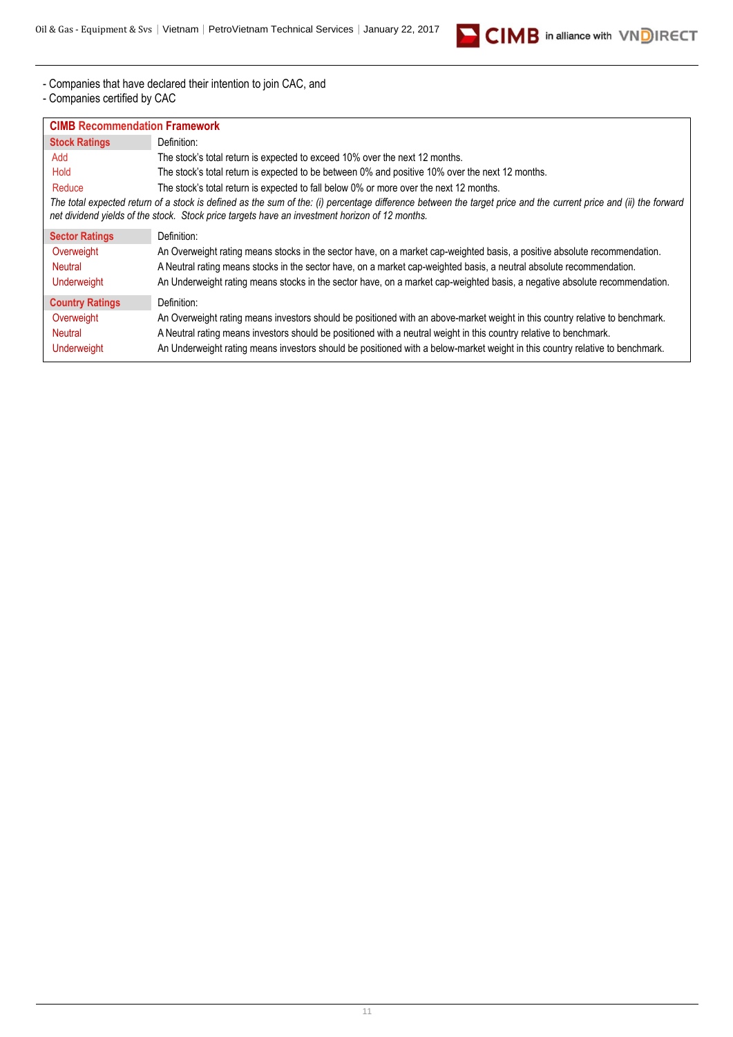- Companies that have declared their intention to join CAC, and
- Companies certified by CAC

**CIMB Recommendation Framework**

| | |
|---|---|
| **Stock Ratings** | Definition: |
| Add | The stock's total return is expected to exceed 10% over the next 12 months. |
| Hold | The stock's total return is expected to be between 0% and positive 10% over the next 12 months. |
| Reduce | The stock's total return is expected to fall below 0% or more over the next 12 months. |

*The total expected return of a stock is defined as the sum of the: (i) percentage difference between the target price and the current price and (ii) the forward net dividend yields of the stock. Stock price targets have an investment horizon of 12 months.*

| | |
|---|---|
| **Sector Ratings** | Definition: |
| Overweight | An Overweight rating means stocks in the sector have, on a market cap-weighted basis, a positive absolute recommendation. |
| Neutral | A Neutral rating means stocks in the sector have, on a market cap-weighted basis, a neutral absolute recommendation. |
| Underweight | An Underweight rating means stocks in the sector have, on a market cap-weighted basis, a negative absolute recommendation. |

| | |
|---|---|
| **Country Ratings** | Definition: |
| Overweight | An Overweight rating means investors should be positioned with an above-market weight in this country relative to benchmark. |
| Neutral | A Neutral rating means investors should be positioned with a neutral weight in this country relative to benchmark. |
| Underweight | An Underweight rating means investors should be positioned with a below-market weight in this country relative to benchmark. |